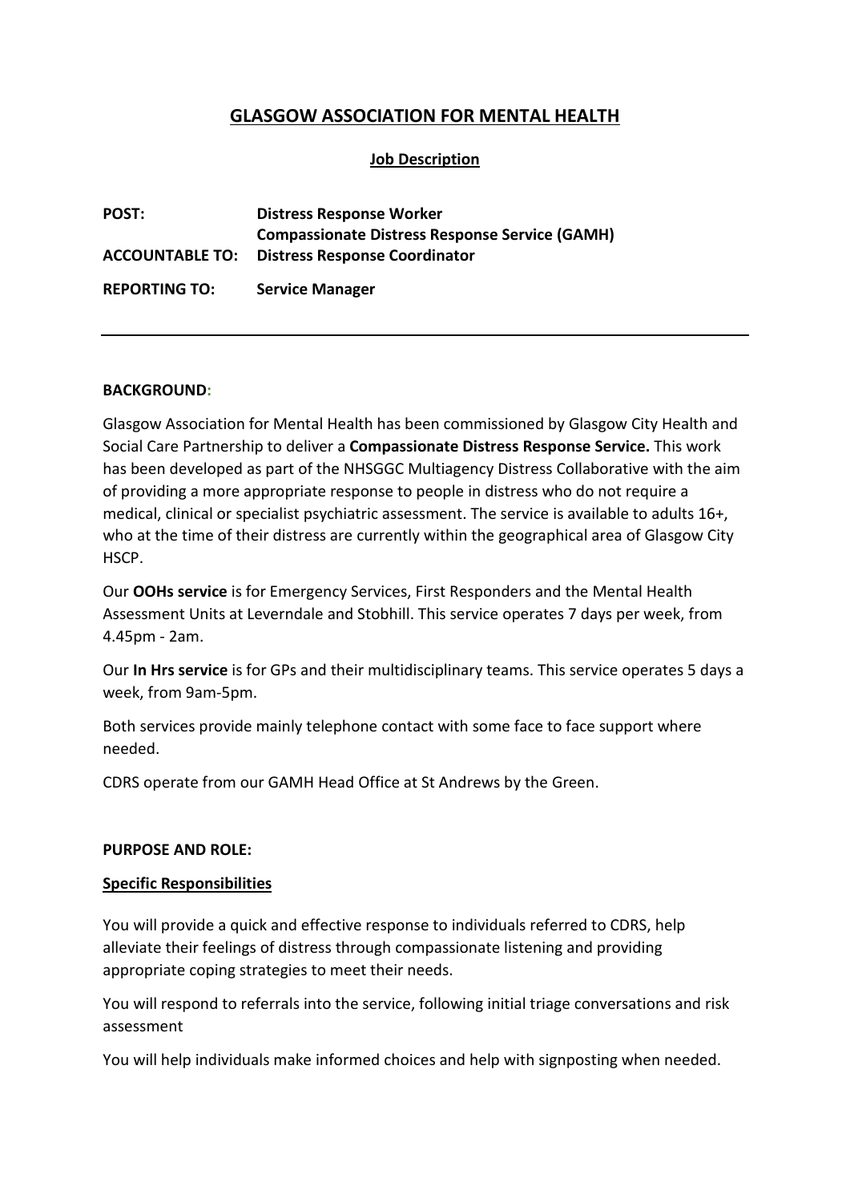# GLASGOW ASSOCIATION FOR MENTAL HEALTH

## Job Description

**POST:** **Distress Response Worker**
**Compassionate Distress Response Service (GAMH)**

**ACCOUNTABLE TO:** **Distress Response Coordinator**

**REPORTING TO:** **Service Manager**

---

**BACKGROUND:**

Glasgow Association for Mental Health has been commissioned by Glasgow City Health and Social Care Partnership to deliver a **Compassionate Distress Response Service.** This work has been developed as part of the NHSGGC Multiagency Distress Collaborative with the aim of providing a more appropriate response to people in distress who do not require a medical, clinical or specialist psychiatric assessment. The service is available to adults 16+, who at the time of their distress are currently within the geographical area of Glasgow City HSCP.

Our **OOHs service** is for Emergency Services, First Responders and the Mental Health Assessment Units at Leverndale and Stobhill. This service operates 7 days per week, from 4.45pm - 2am.

Our **In Hrs service** is for GPs and their multidisciplinary teams. This service operates 5 days a week, from 9am-5pm.

Both services provide mainly telephone contact with some face to face support where needed.

CDRS operate from our GAMH Head Office at St Andrews by the Green.

**PURPOSE AND ROLE:**

**Specific Responsibilities**

You will provide a quick and effective response to individuals referred to CDRS, help alleviate their feelings of distress through compassionate listening and providing appropriate coping strategies to meet their needs.

You will respond to referrals into the service, following initial triage conversations and risk assessment

You will help individuals make informed choices and help with signposting when needed.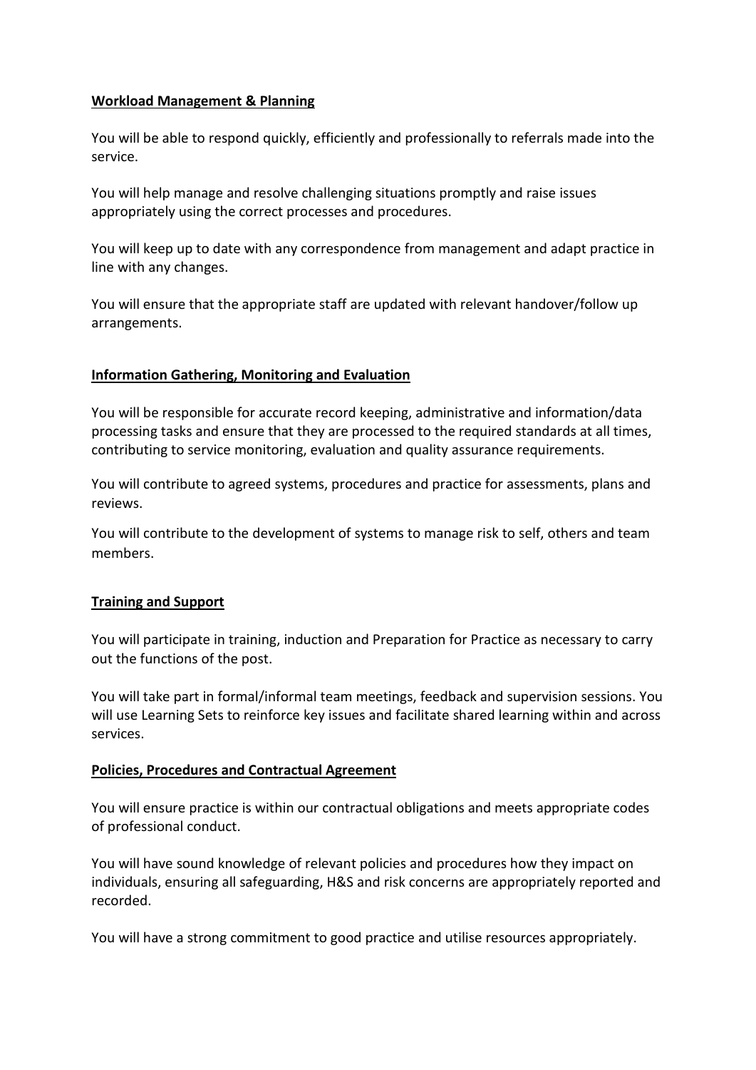**Workload Management & Planning**

You will be able to respond quickly, efficiently and professionally to referrals made into the service.

You will help manage and resolve challenging situations promptly and raise issues appropriately using the correct processes and procedures.

You will keep up to date with any correspondence from management and adapt practice in line with any changes.

You will ensure that the appropriate staff are updated with relevant handover/follow up arrangements.

**Information Gathering, Monitoring and Evaluation**

You will be responsible for accurate record keeping, administrative and information/data processing tasks and ensure that they are processed to the required standards at all times, contributing to service monitoring, evaluation and quality assurance requirements.

You will contribute to agreed systems, procedures and practice for assessments, plans and reviews.

You will contribute to the development of systems to manage risk to self, others and team members.

**Training and Support**

You will participate in training, induction and Preparation for Practice as necessary to carry out the functions of the post.

You will take part in formal/informal team meetings, feedback and supervision sessions. You will use Learning Sets to reinforce key issues and facilitate shared learning within and across services.

**Policies, Procedures and Contractual Agreement**

You will ensure practice is within our contractual obligations and meets appropriate codes of professional conduct.

You will have sound knowledge of relevant policies and procedures how they impact on individuals, ensuring all safeguarding, H&S and risk concerns are appropriately reported and recorded.

You will have a strong commitment to good practice and utilise resources appropriately.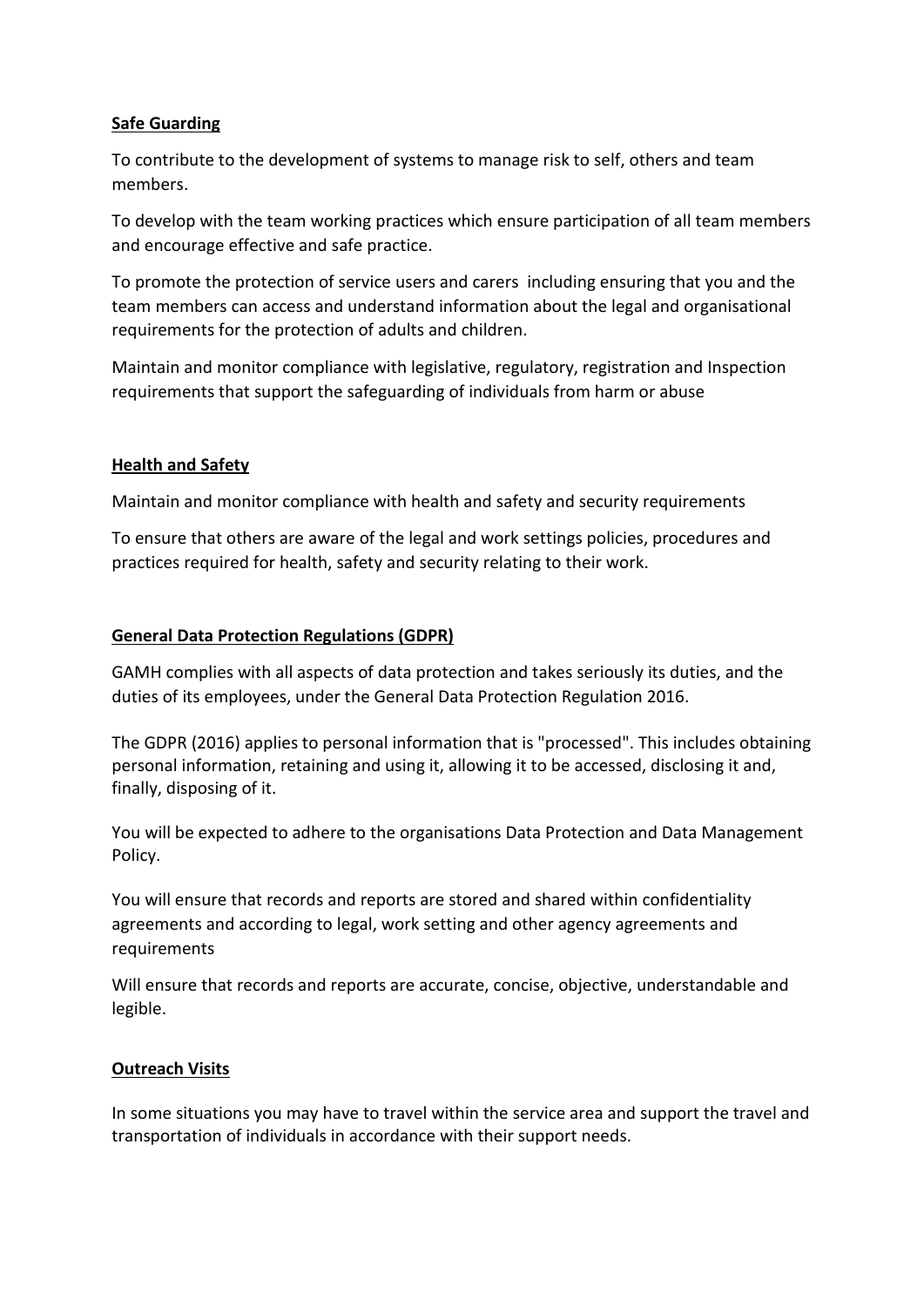**Safe Guarding**

To contribute to the development of systems to manage risk to self, others and team members.

To develop with the team working practices which ensure participation of all team members and encourage effective and safe practice.

To promote the protection of service users and carers including ensuring that you and the team members can access and understand information about the legal and organisational requirements for the protection of adults and children.

Maintain and monitor compliance with legislative, regulatory, registration and Inspection requirements that support the safeguarding of individuals from harm or abuse

**Health and Safety**

Maintain and monitor compliance with health and safety and security requirements

To ensure that others are aware of the legal and work settings policies, procedures and practices required for health, safety and security relating to their work.

**General Data Protection Regulations (GDPR)**

GAMH complies with all aspects of data protection and takes seriously its duties, and the duties of its employees, under the General Data Protection Regulation 2016.

The GDPR (2016) applies to personal information that is "processed". This includes obtaining personal information, retaining and using it, allowing it to be accessed, disclosing it and, finally, disposing of it.

You will be expected to adhere to the organisations Data Protection and Data Management Policy.

You will ensure that records and reports are stored and shared within confidentiality agreements and according to legal, work setting and other agency agreements and requirements

Will ensure that records and reports are accurate, concise, objective, understandable and legible.

**Outreach Visits**

In some situations you may have to travel within the service area and support the travel and transportation of individuals in accordance with their support needs.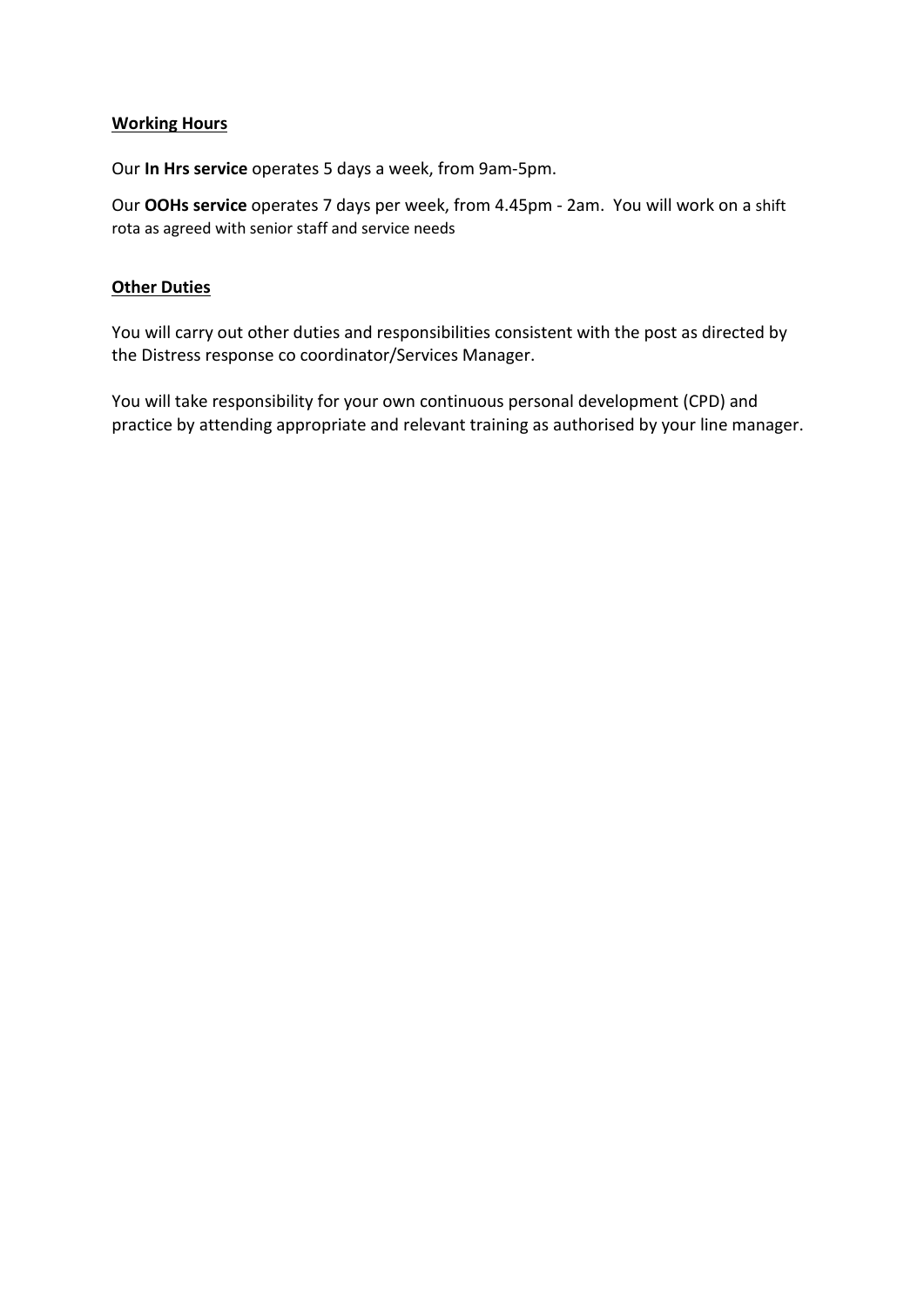## Working Hours

Our **In Hrs service** operates 5 days a week, from 9am-5pm.

Our **OOHs service** operates 7 days per week, from 4.45pm - 2am. You will work on a shift rota as agreed with senior staff and service needs

## Other Duties

You will carry out other duties and responsibilities consistent with the post as directed by the Distress response co coordinator/Services Manager.

You will take responsibility for your own continuous personal development (CPD) and practice by attending appropriate and relevant training as authorised by your line manager.